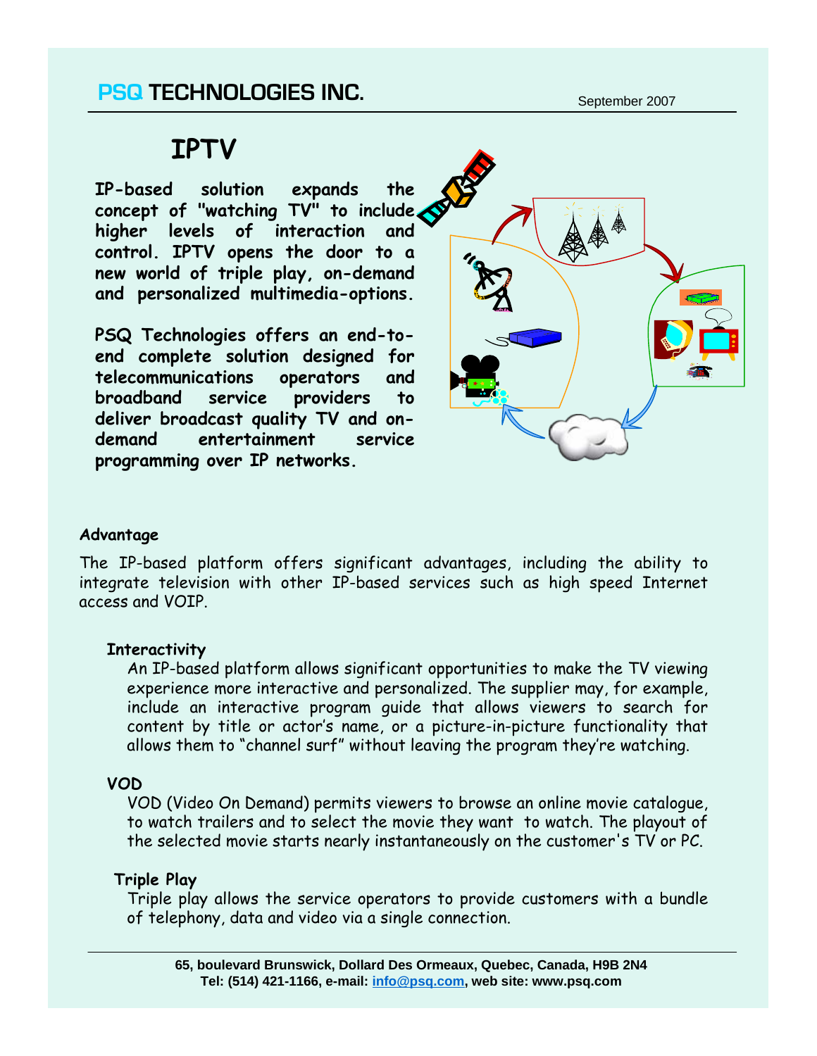**PSQ TECHNOLOGIES INC.** September 2007

# IPTV

**IP-based solution expands the concept of "watching TV" to include higher levels of interaction and control. IPTV opens the door to a new world of triple play, on-demand and personalized multimedia-options.**

**PSQ Technologies offers an end-to-end complete solution designed for telecommunications operators and broadband service providers to deliver broadcast quality TV and on-demand entertainment service programming over IP networks.**

### Advantage

The IP-based platform offers significant advantages, including the ability to integrate television with other IP-based services such as high speed Internet access and VOIP.

#### Interactivity

An IP-based platform allows significant opportunities to make the TV viewing experience more interactive and personalized. The supplier may, for example, include an interactive program guide that allows viewers to search for content by title or actor's name, or a picture-in-picture functionality that allows them to "channel surf" without leaving the program they're watching.

#### VOD

VOD (Video On Demand) permits viewers to browse an online movie catalogue, to watch trailers and to select the movie they want to watch. The playout of the selected movie starts nearly instantaneously on the customer's TV or PC.

#### Triple Play

Triple play allows the service operators to provide customers with a bundle of telephony, data and video via a single connection.

**65, boulevard Brunswick, Dollard Des Ormeaux, Quebec, Canada, H9B 2N4**
**Tel: (514) 421-1166, e-mail: info@psq.com, web site: www.psq.com**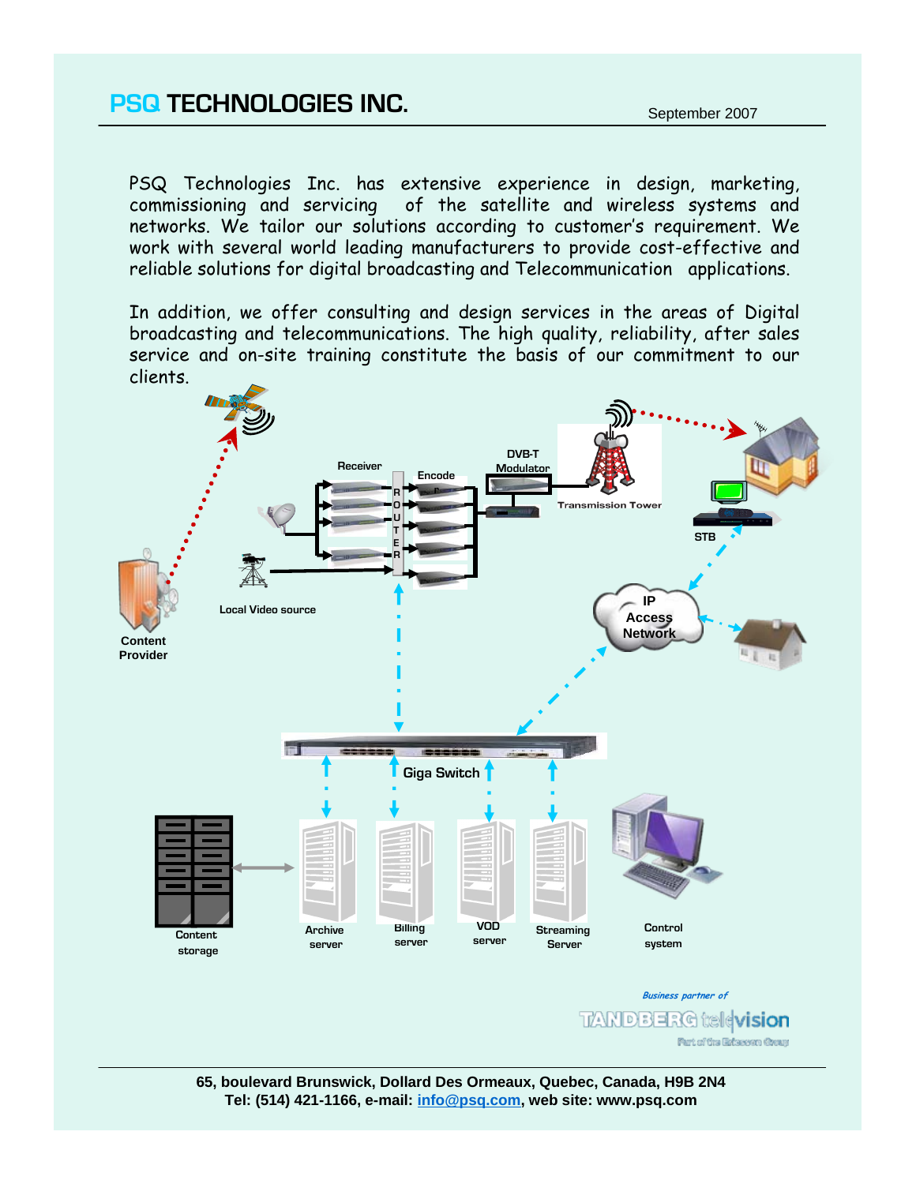# PSQ TECHNOLOGIES INC.

September 2007

PSQ Technologies Inc. has extensive experience in design, marketing, commissioning and servicing of the satellite and wireless systems and networks. We tailor our solutions according to customer's requirement. We work with several world leading manufacturers to provide cost-effective and reliable solutions for digital broadcasting and Telecommunication applications.

In addition, we offer consulting and design services in the areas of Digital broadcasting and telecommunications. The high quality, reliability, after sales service and on-site training constitute the basis of our commitment to our clients.

Receiver
Encode
ROUTER
DVB-T Modulator
Transmission Tower
STB
Content Provider
Local Video source
IP Access Network
Giga Switch
Content storage
Archive server
Billing server
VOD server
Streaming Server
Control system

*Business partner of*

TANDBERG television

Part of the Ericsson Group

**65, boulevard Brunswick, Dollard Des Ormeaux, Quebec, Canada, H9B 2N4**
**Tel: (514) 421-1166, e-mail: info@psq.com, web site: www.psq.com**